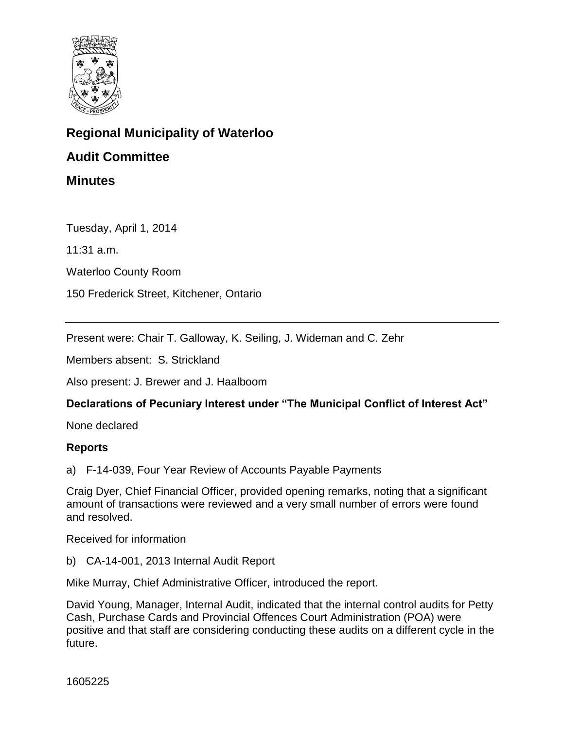# Regional Municipality of Waterloo

## Audit Committee

## Minutes

Tuesday, April 1, 2014

11:31 a.m.

Waterloo County Room

150 Frederick Street, Kitchener, Ontario

---

Present were: Chair T. Galloway, K. Seiling, J. Wideman and C. Zehr

Members absent: S. Strickland

Also present: J. Brewer and J. Haalboom

### Declarations of Pecuniary Interest under "The Municipal Conflict of Interest Act"

None declared

### Reports

a) F-14-039, Four Year Review of Accounts Payable Payments

Craig Dyer, Chief Financial Officer, provided opening remarks, noting that a significant amount of transactions were reviewed and a very small number of errors were found and resolved.

Received for information

b) CA-14-001, 2013 Internal Audit Report

Mike Murray, Chief Administrative Officer, introduced the report.

David Young, Manager, Internal Audit, indicated that the internal control audits for Petty Cash, Purchase Cards and Provincial Offences Court Administration (POA) were positive and that staff are considering conducting these audits on a different cycle in the future.

1605225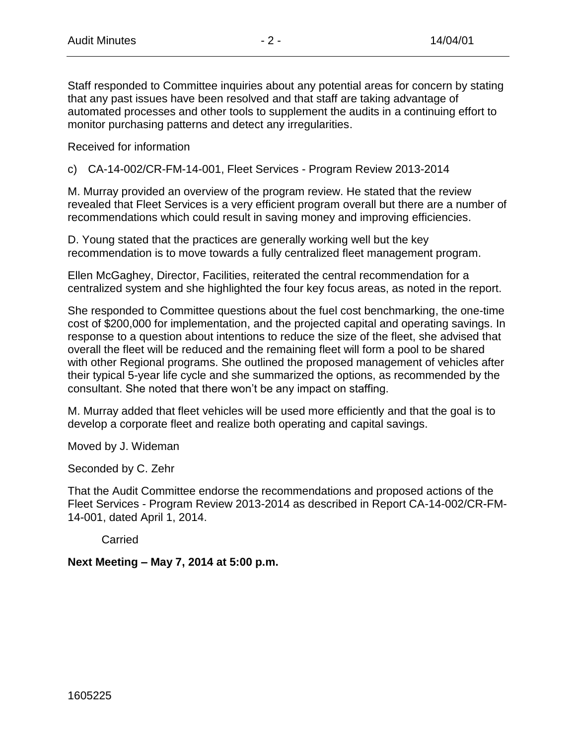Staff responded to Committee inquiries about any potential areas for concern by stating that any past issues have been resolved and that staff are taking advantage of automated processes and other tools to supplement the audits in a continuing effort to monitor purchasing patterns and detect any irregularities.

Received for information

c) CA-14-002/CR-FM-14-001, Fleet Services - Program Review 2013-2014

M. Murray provided an overview of the program review. He stated that the review revealed that Fleet Services is a very efficient program overall but there are a number of recommendations which could result in saving money and improving efficiencies.

D. Young stated that the practices are generally working well but the key recommendation is to move towards a fully centralized fleet management program.

Ellen McGaghey, Director, Facilities, reiterated the central recommendation for a centralized system and she highlighted the four key focus areas, as noted in the report.

She responded to Committee questions about the fuel cost benchmarking, the one-time cost of $200,000 for implementation, and the projected capital and operating savings. In response to a question about intentions to reduce the size of the fleet, she advised that overall the fleet will be reduced and the remaining fleet will form a pool to be shared with other Regional programs. She outlined the proposed management of vehicles after their typical 5-year life cycle and she summarized the options, as recommended by the consultant. She noted that there won't be any impact on staffing.

M. Murray added that fleet vehicles will be used more efficiently and that the goal is to develop a corporate fleet and realize both operating and capital savings.

Moved by J. Wideman

Seconded by C. Zehr

That the Audit Committee endorse the recommendations and proposed actions of the Fleet Services - Program Review 2013-2014 as described in Report CA-14-002/CR-FM-14-001, dated April 1, 2014.

Carried

**Next Meeting – May 7, 2014 at 5:00 p.m.**

1605225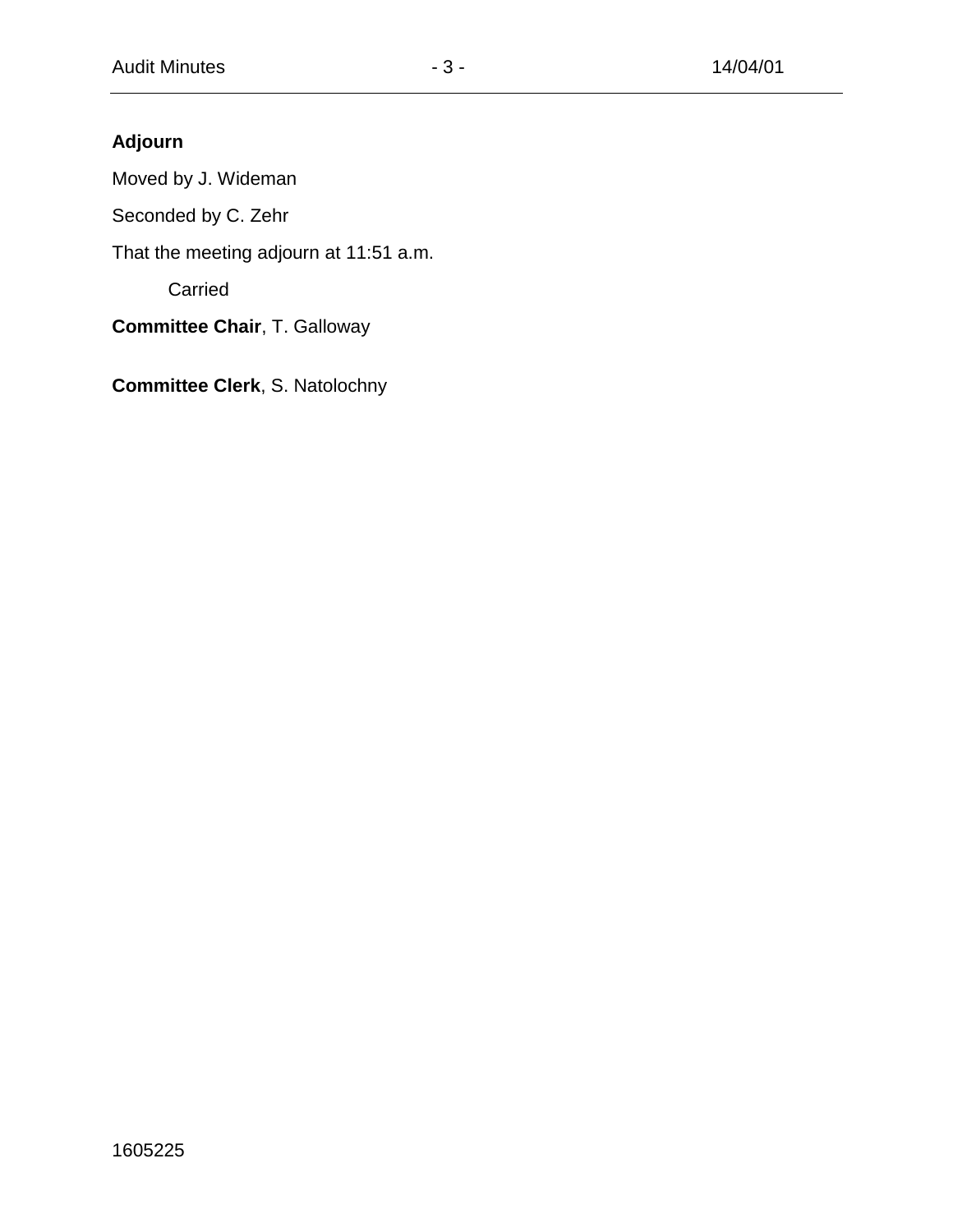**Adjourn**

Moved by J. Wideman

Seconded by C. Zehr

That the meeting adjourn at 11:51 a.m.

Carried

**Committee Chair**, T. Galloway

**Committee Clerk**, S. Natolochny

1605225